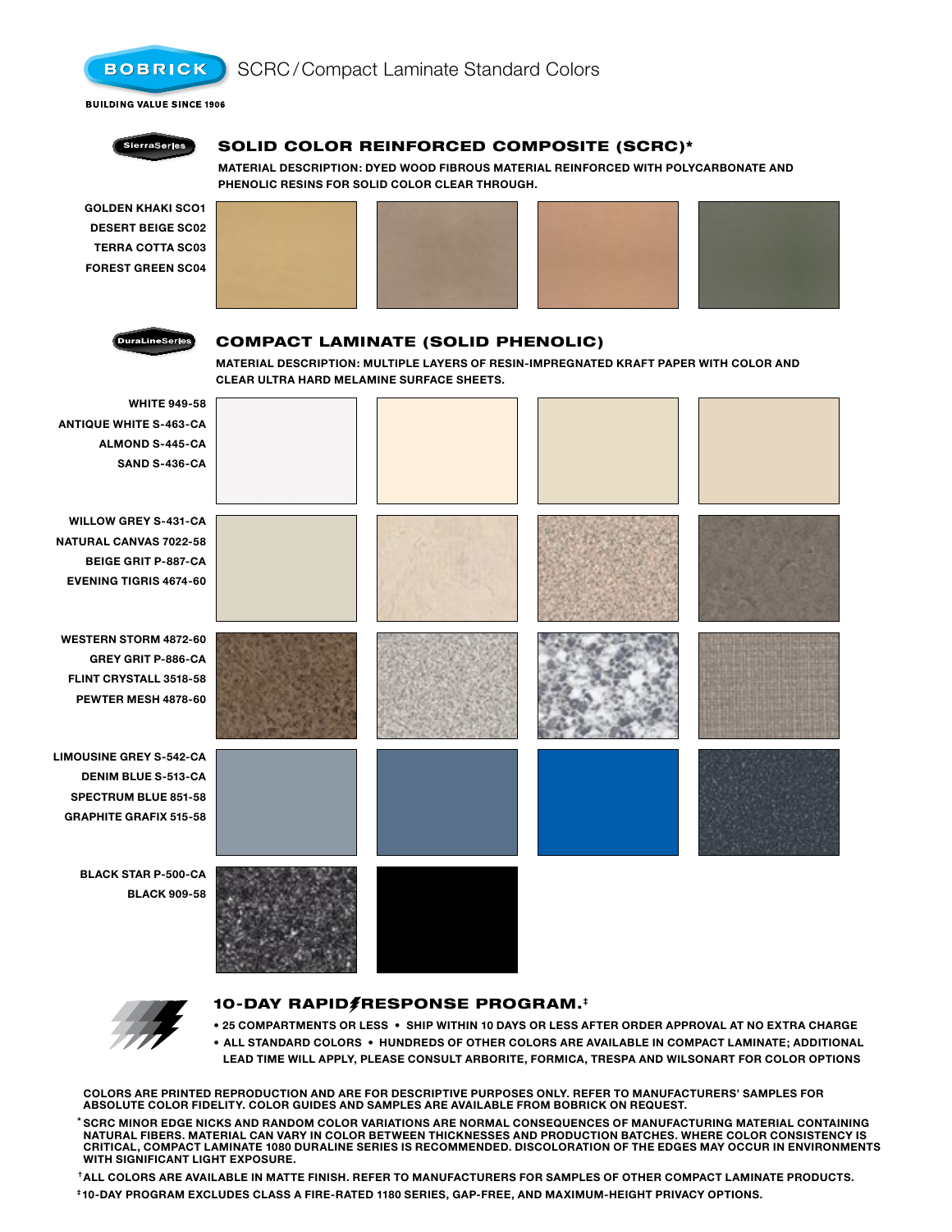# SCRC / Compact Laminate Standard Colors

BUILDING VALUE SINCE 1906

SierraSeries

## SOLID COLOR REINFORCED COMPOSITE (SCRC)*

**MATERIAL DESCRIPTION: DYED WOOD FIBROUS MATERIAL REINFORCED WITH POLYCARBONATE AND PHENOLIC RESINS FOR SOLID COLOR CLEAR THROUGH.**

- GOLDEN KHAKI SC01
- DESERT BEIGE SC02
- TERRA COTTA SC03
- FOREST GREEN SC04

DuraLineSeries

## COMPACT LAMINATE (SOLID PHENOLIC)

**MATERIAL DESCRIPTION: MULTIPLE LAYERS OF RESIN-IMPREGNATED KRAFT PAPER WITH COLOR AND CLEAR ULTRA HARD MELAMINE SURFACE SHEETS.**

- WHITE 949-58
- ANTIQUE WHITE S-463-CA
- ALMOND S-445-CA
- SAND S-436-CA

- WILLOW GREY S-431-CA
- NATURAL CANVAS 7022-58
- BEIGE GRIT P-887-CA
- EVENING TIGRIS 4674-60

- WESTERN STORM 4872-60
- GREY GRIT P-886-CA
- FLINT CRYSTALL 3518-58
- PEWTER MESH 4878-60

- LIMOUSINE GREY S-542-CA
- DENIM BLUE S-513-CA
- SPECTRUM BLUE 851-58
- GRAPHITE GRAFIX 515-58

- BLACK STAR P-500-CA
- BLACK 909-58

## 10-DAY RAPID RESPONSE PROGRAM.‡

- 25 COMPARTMENTS OR LESS • SHIP WITHIN 10 DAYS OR LESS AFTER ORDER APPROVAL AT NO EXTRA CHARGE
- ALL STANDARD COLORS • HUNDREDS OF OTHER COLORS ARE AVAILABLE IN COMPACT LAMINATE; ADDITIONAL LEAD TIME WILL APPLY, PLEASE CONSULT ARBORITE, FORMICA, TRESPA AND WILSONART FOR COLOR OPTIONS

COLORS ARE PRINTED REPRODUCTION AND ARE FOR DESCRIPTIVE PURPOSES ONLY. REFER TO MANUFACTURERS' SAMPLES FOR ABSOLUTE COLOR FIDELITY. COLOR GUIDES AND SAMPLES ARE AVAILABLE FROM BOBRICK ON REQUEST.

*SCRC MINOR EDGE NICKS AND RANDOM COLOR VARIATIONS ARE NORMAL CONSEQUENCES OF MANUFACTURING MATERIAL CONTAINING NATURAL FIBERS. MATERIAL CAN VARY IN COLOR BETWEEN THICKNESSES AND PRODUCTION BATCHES. WHERE COLOR CONSISTENCY IS CRITICAL, COMPACT LAMINATE 1080 DURALINE SERIES IS RECOMMENDED. DISCOLORATION OF THE EDGES MAY OCCUR IN ENVIRONMENTS WITH SIGNIFICANT LIGHT EXPOSURE.

†ALL COLORS ARE AVAILABLE IN MATTE FINISH. REFER TO MANUFACTURERS FOR SAMPLES OF OTHER COMPACT LAMINATE PRODUCTS.

‡10-DAY PROGRAM EXCLUDES CLASS A FIRE-RATED 1180 SERIES, GAP-FREE, AND MAXIMUM-HEIGHT PRIVACY OPTIONS.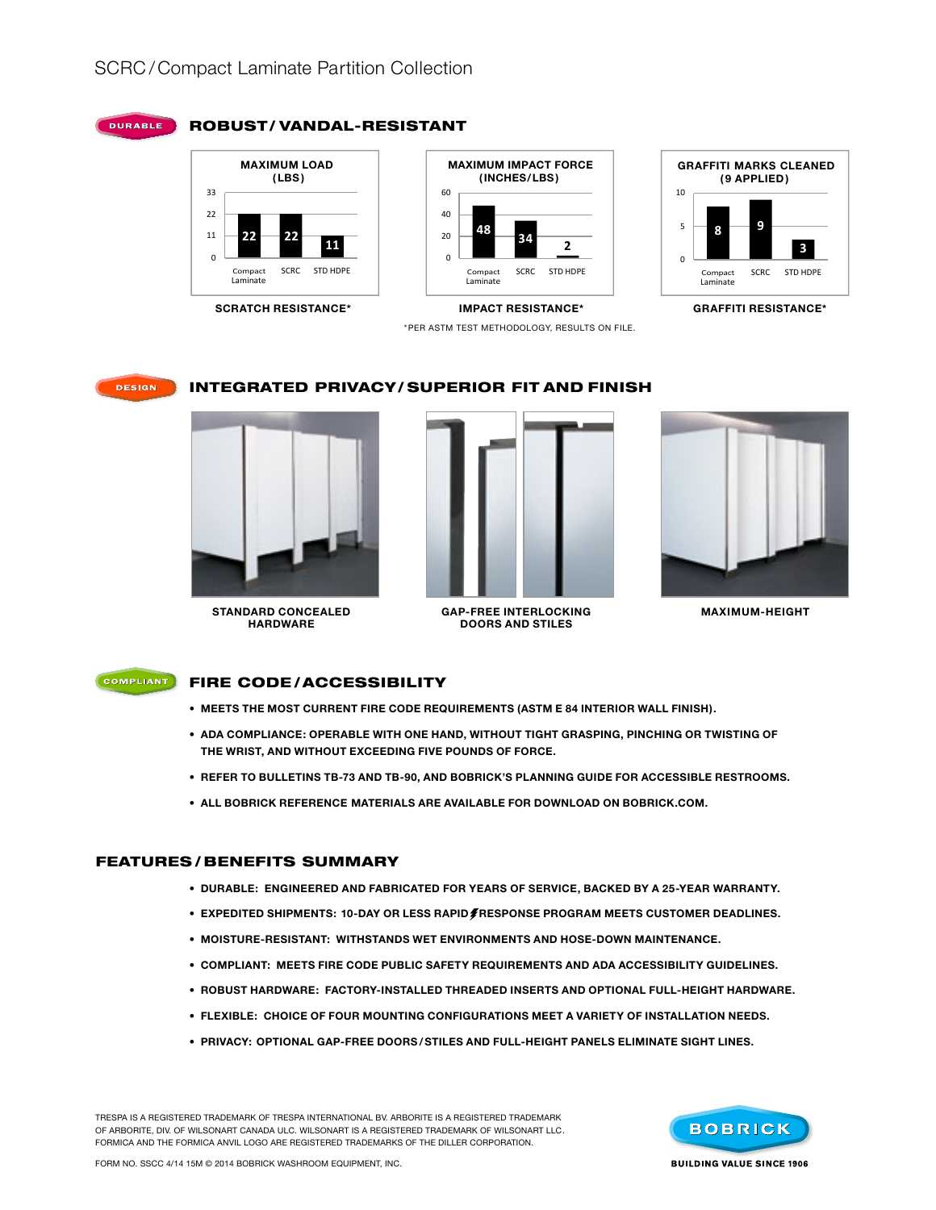SCRC / Compact Laminate Partition Collection

DURABLE

## ROBUST / VANDAL-RESISTANT

MAXIMUM LOAD (LBS)

33
22
11
0

22
22
11

Compact Laminate
SCRC
STD HDPE

SCRATCH RESISTANCE*

MAXIMUM IMPACT FORCE (INCHES/LBS)

60
40
20
0

48
34
2

Compact Laminate
SCRC
STD HDPE

IMPACT RESISTANCE*

GRAFFITI MARKS CLEANED (9 APPLIED)

10
5
0

8
9
3

Compact Laminate
SCRC
STD HDPE

GRAFFITI RESISTANCE*

*PER ASTM TEST METHODOLOGY, RESULTS ON FILE.

DESIGN

## INTEGRATED PRIVACY / SUPERIOR FIT AND FINISH

STANDARD CONCEALED HARDWARE

GAP-FREE INTERLOCKING DOORS AND STILES

MAXIMUM-HEIGHT

COMPLIANT

## FIRE CODE / ACCESSIBILITY

- MEETS THE MOST CURRENT FIRE CODE REQUIREMENTS (ASTM E 84 INTERIOR WALL FINISH).
- ADA COMPLIANCE: OPERABLE WITH ONE HAND, WITHOUT TIGHT GRASPING, PINCHING OR TWISTING OF THE WRIST, AND WITHOUT EXCEEDING FIVE POUNDS OF FORCE.
- REFER TO BULLETINS TB-73 AND TB-90, AND BOBRICK'S PLANNING GUIDE FOR ACCESSIBLE RESTROOMS.
- ALL BOBRICK REFERENCE MATERIALS ARE AVAILABLE FOR DOWNLOAD ON BOBRICK.COM.

## FEATURES / BENEFITS SUMMARY

- **DURABLE:** ENGINEERED AND FABRICATED FOR YEARS OF SERVICE, BACKED BY A 25-YEAR WARRANTY.
- **EXPEDITED SHIPMENTS:** 10-DAY OR LESS RAPID⚡RESPONSE PROGRAM MEETS CUSTOMER DEADLINES.
- **MOISTURE-RESISTANT:** WITHSTANDS WET ENVIRONMENTS AND HOSE-DOWN MAINTENANCE.
- **COMPLIANT:** MEETS FIRE CODE PUBLIC SAFETY REQUIREMENTS AND ADA ACCESSIBILITY GUIDELINES.
- **ROBUST HARDWARE:** FACTORY-INSTALLED THREADED INSERTS AND OPTIONAL FULL-HEIGHT HARDWARE.
- **FLEXIBLE:** CHOICE OF FOUR MOUNTING CONFIGURATIONS MEET A VARIETY OF INSTALLATION NEEDS.
- **PRIVACY:** OPTIONAL GAP-FREE DOORS / STILES AND FULL-HEIGHT PANELS ELIMINATE SIGHT LINES.

TRESPA IS A REGISTERED TRADEMARK OF TRESPA INTERNATIONAL BV. ARBORITE IS A REGISTERED TRADEMARK OF ARBORITE, DIV. OF WILSONART CANADA ULC. WILSONART IS A REGISTERED TRADEMARK OF WILSONART LLC. FORMICA AND THE FORMICA ANVIL LOGO ARE REGISTERED TRADEMARKS OF THE DILLER CORPORATION.

FORM NO. SSCC 4/14 15M © 2014 BOBRICK WASHROOM EQUIPMENT, INC.

BOBRICK

BUILDING VALUE SINCE 1906